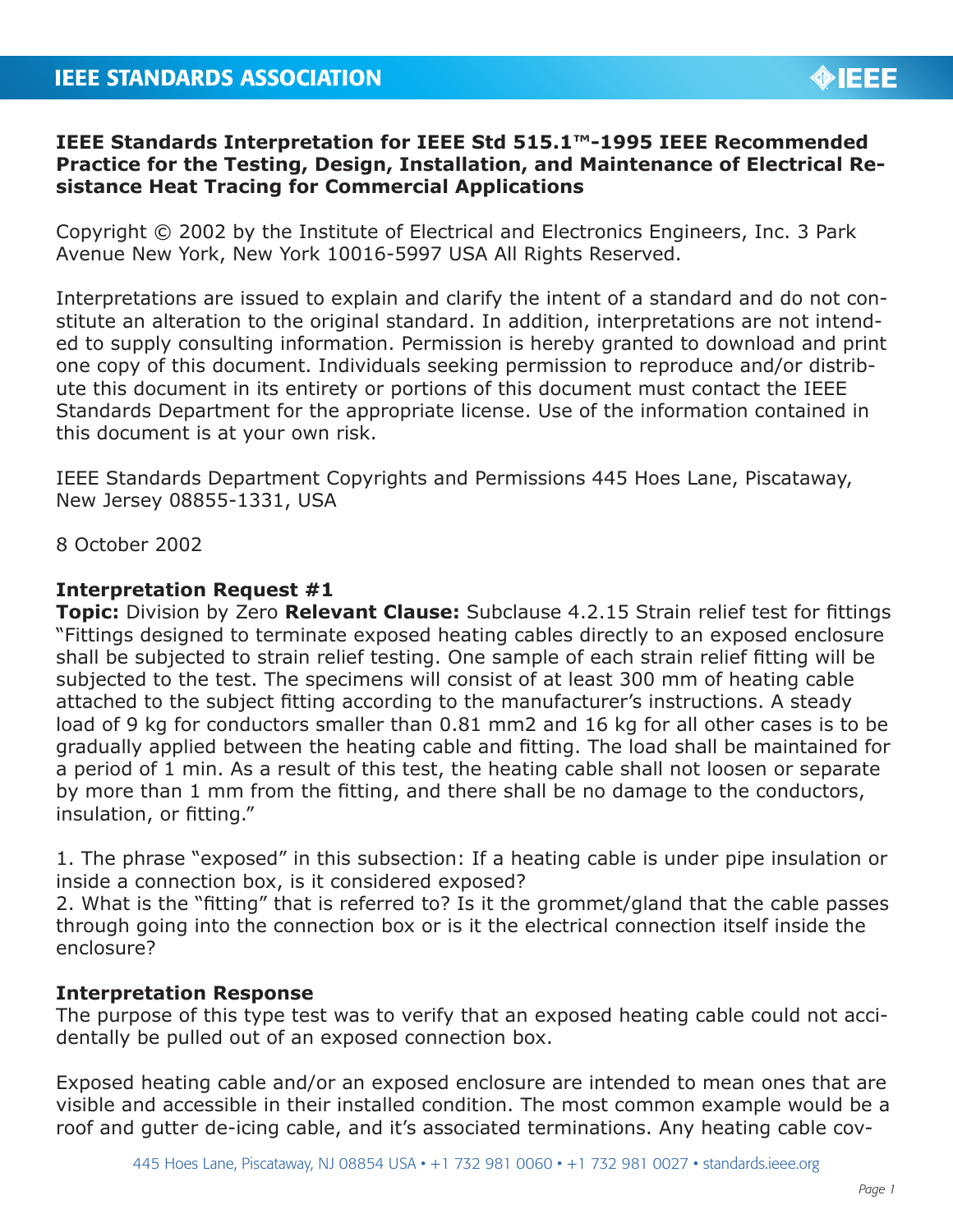**IEEE Standards Interpretation for IEEE Std 515.1™-1995 IEEE Recommended Practice for the Testing, Design, Installation, and Maintenance of Electrical Resistance Heat Tracing for Commercial Applications**

Copyright © 2002 by the Institute of Electrical and Electronics Engineers, Inc. 3 Park Avenue New York, New York 10016-5997 USA All Rights Reserved.

Interpretations are issued to explain and clarify the intent of a standard and do not constitute an alteration to the original standard. In addition, interpretations are not intended to supply consulting information. Permission is hereby granted to download and print one copy of this document. Individuals seeking permission to reproduce and/or distribute this document in its entirety or portions of this document must contact the IEEE Standards Department for the appropriate license. Use of the information contained in this document is at your own risk.

IEEE Standards Department Copyrights and Permissions 445 Hoes Lane, Piscataway, New Jersey 08855-1331, USA

8 October 2002

**Interpretation Request #1**
**Topic:** Division by Zero **Relevant Clause:** Subclause 4.2.15 Strain relief test for fittings "Fittings designed to terminate exposed heating cables directly to an exposed enclosure shall be subjected to strain relief testing. One sample of each strain relief fitting will be subjected to the test. The specimens will consist of at least 300 mm of heating cable attached to the subject fitting according to the manufacturer's instructions. A steady load of 9 kg for conductors smaller than 0.81 mm2 and 16 kg for all other cases is to be gradually applied between the heating cable and fitting. The load shall be maintained for a period of 1 min. As a result of this test, the heating cable shall not loosen or separate by more than 1 mm from the fitting, and there shall be no damage to the conductors, insulation, or fitting."

1. The phrase "exposed" in this subsection: If a heating cable is under pipe insulation or inside a connection box, is it considered exposed?
2. What is the "fitting" that is referred to? Is it the grommet/gland that the cable passes through going into the connection box or is it the electrical connection itself inside the enclosure?

**Interpretation Response**
The purpose of this type test was to verify that an exposed heating cable could not accidentally be pulled out of an exposed connection box.

Exposed heating cable and/or an exposed enclosure are intended to mean ones that are visible and accessible in their installed condition. The most common example would be a roof and gutter de-icing cable, and it's associated terminations. Any heating cable cov-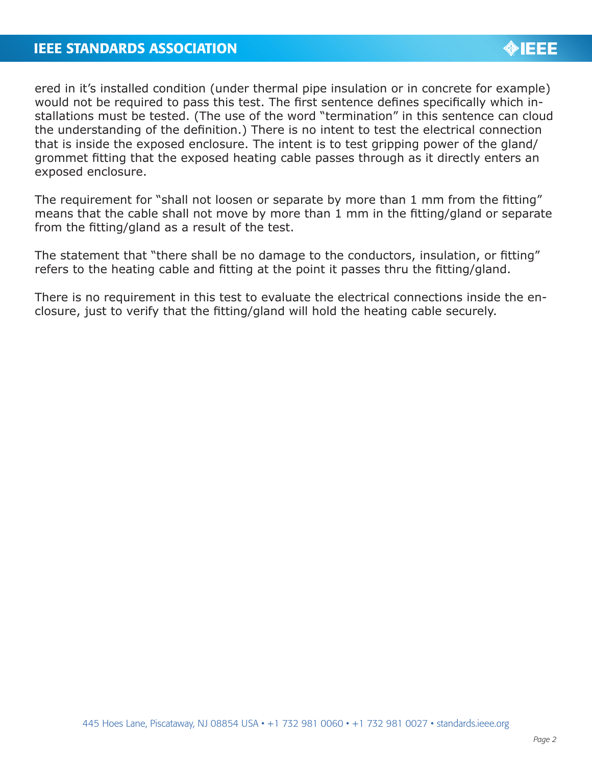ered in it's installed condition (under thermal pipe insulation or in concrete for example) would not be required to pass this test. The first sentence defines specifically which installations must be tested. (The use of the word "termination" in this sentence can cloud the understanding of the definition.) There is no intent to test the electrical connection that is inside the exposed enclosure. The intent is to test gripping power of the gland/grommet fitting that the exposed heating cable passes through as it directly enters an exposed enclosure.

The requirement for "shall not loosen or separate by more than 1 mm from the fitting" means that the cable shall not move by more than 1 mm in the fitting/gland or separate from the fitting/gland as a result of the test.

The statement that "there shall be no damage to the conductors, insulation, or fitting" refers to the heating cable and fitting at the point it passes thru the fitting/gland.

There is no requirement in this test to evaluate the electrical connections inside the enclosure, just to verify that the fitting/gland will hold the heating cable securely.